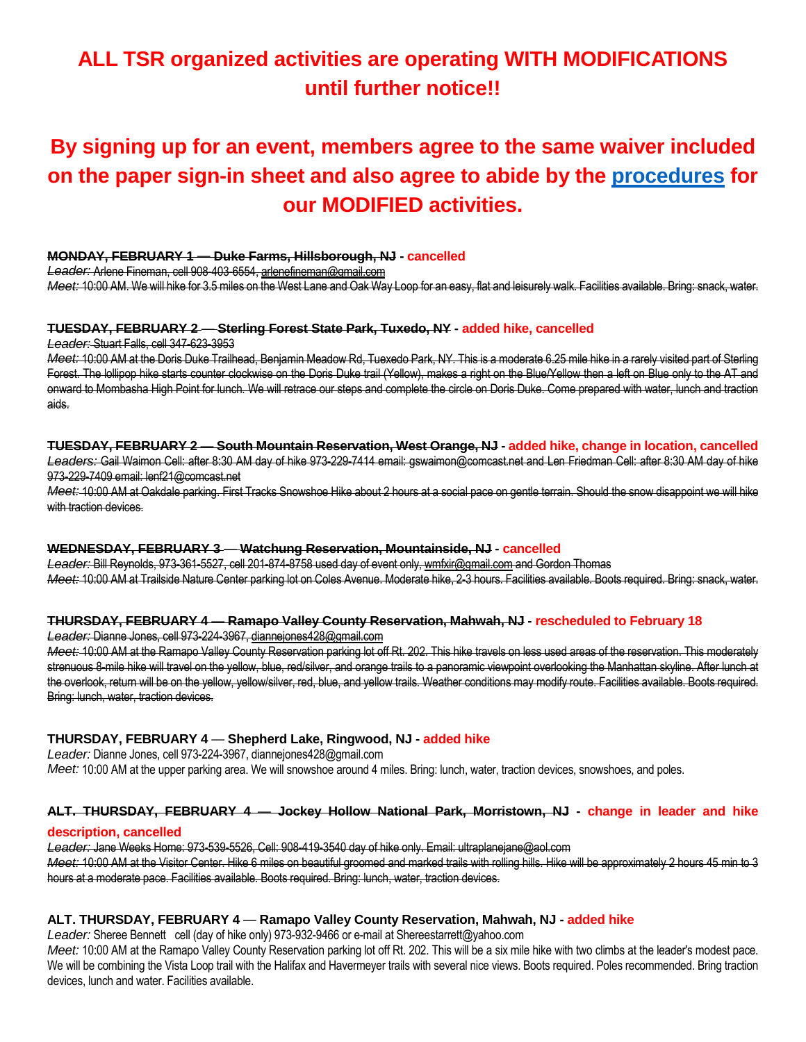# ALL TSR organized activities are operating WITH MODIFICATIONS until further notice!!

## By signing up for an event, members agree to the same waiver included on the paper sign-in sheet and also agree to abide by the procedures for our MODIFIED activities.

~~**MONDAY, FEBRUARY 1 — Duke Farms, Hillsborough, NJ**~~ **- cancelled**
~~*Leader:* Arlene Fineman, cell 908-403-6554, arlenefineman@gmail.com~~
~~*Meet:* 10:00 AM. We will hike for 3.5 miles on the West Lane and Oak Way Loop for an easy, flat and leisurely walk. Facilities available. Bring: snack, water.~~

~~**TUESDAY, FEBRUARY 2 — Sterling Forest State Park, Tuxedo, NY**~~ **- added hike, cancelled**
~~*Leader:* Stuart Falls, cell 347-623-3953~~
~~*Meet:* 10:00 AM at the Doris Duke Trailhead, Benjamin Meadow Rd, Tuexedo Park, NY. This is a moderate 6.25 mile hike in a rarely visited part of Sterling Forest. The lollipop hike starts counter clockwise on the Doris Duke trail (Yellow), makes a right on the Blue/Yellow then a left on Blue only to the AT and onward to Mombasha High Point for lunch. We will retrace our steps and complete the circle on Doris Duke. Come prepared with water, lunch and traction aids.~~

~~**TUESDAY, FEBRUARY 2 — South Mountain Reservation, West Orange, NJ**~~ **- added hike, change in location, cancelled**
~~*Leaders:* Gail Waimon Cell: after 8:30 AM day of hike 973-229-7414 email: gswaimon@comcast.net and Len Friedman Cell: after 8:30 AM day of hike 973-229-7409 email: lenf21@comcast.net~~
~~*Meet:* 10:00 AM at Oakdale parking. First Tracks Snowshoe Hike about 2 hours at a social pace on gentle terrain. Should the snow disappoint we will hike with traction devices.~~

~~**WEDNESDAY, FEBRUARY 3 — Watchung Reservation, Mountainside, NJ**~~ **- cancelled**
~~*Leader:* Bill Reynolds, 973-361-5527, cell 201-874-8758 used day of event only, wmfxir@gmail.com and Gordon Thomas~~
~~*Meet:* 10:00 AM at Trailside Nature Center parking lot on Coles Avenue. Moderate hike, 2-3 hours. Facilities available. Boots required. Bring: snack, water.~~

~~**THURSDAY, FEBRUARY 4 — Ramapo Valley County Reservation, Mahwah, NJ**~~ **- rescheduled to February 18**
~~*Leader:* Dianne Jones, cell 973-224-3967, diannejones428@gmail.com~~
~~*Meet:* 10:00 AM at the Ramapo Valley County Reservation parking lot off Rt. 202. This hike travels on less used areas of the reservation. This moderately strenuous 8-mile hike will travel on the yellow, blue, red/silver, and orange trails to a panoramic viewpoint overlooking the Manhattan skyline. After lunch at the overlook, return will be on the yellow, yellow/silver, red, blue, and yellow trails. Weather conditions may modify route. Facilities available. Boots required. Bring: lunch, water, traction devices.~~

**THURSDAY, FEBRUARY 4 — Shepherd Lake, Ringwood, NJ - added hike**
*Leader:* Dianne Jones, cell 973-224-3967, diannejones428@gmail.com
*Meet:* 10:00 AM at the upper parking area. We will snowshoe around 4 miles. Bring: lunch, water, traction devices, snowshoes, and poles.

~~**ALT. THURSDAY, FEBRUARY 4 — Jockey Hollow National Park, Morristown, NJ**~~ **- change in leader and hike description, cancelled**
~~*Leader:* Jane Weeks Home: 973-539-5526, Cell: 908-419-3540 day of hike only. Email: ultraplanejane@aol.com~~
~~*Meet:* 10:00 AM at the Visitor Center. Hike 6 miles on beautiful groomed and marked trails with rolling hills. Hike will be approximately 2 hours 45 min to 3 hours at a moderate pace. Facilities available. Boots required. Bring: lunch, water, traction devices.~~

**ALT. THURSDAY, FEBRUARY 4 — Ramapo Valley County Reservation, Mahwah, NJ - added hike**
*Leader:* Sheree Bennett cell (day of hike only) 973-932-9466 or e-mail at Shereestarrett@yahoo.com
*Meet:* 10:00 AM at the Ramapo Valley County Reservation parking lot off Rt. 202. This will be a six mile hike with two climbs at the leader's modest pace. We will be combining the Vista Loop trail with the Halifax and Havermeyer trails with several nice views. Boots required. Poles recommended. Bring traction devices, lunch and water. Facilities available.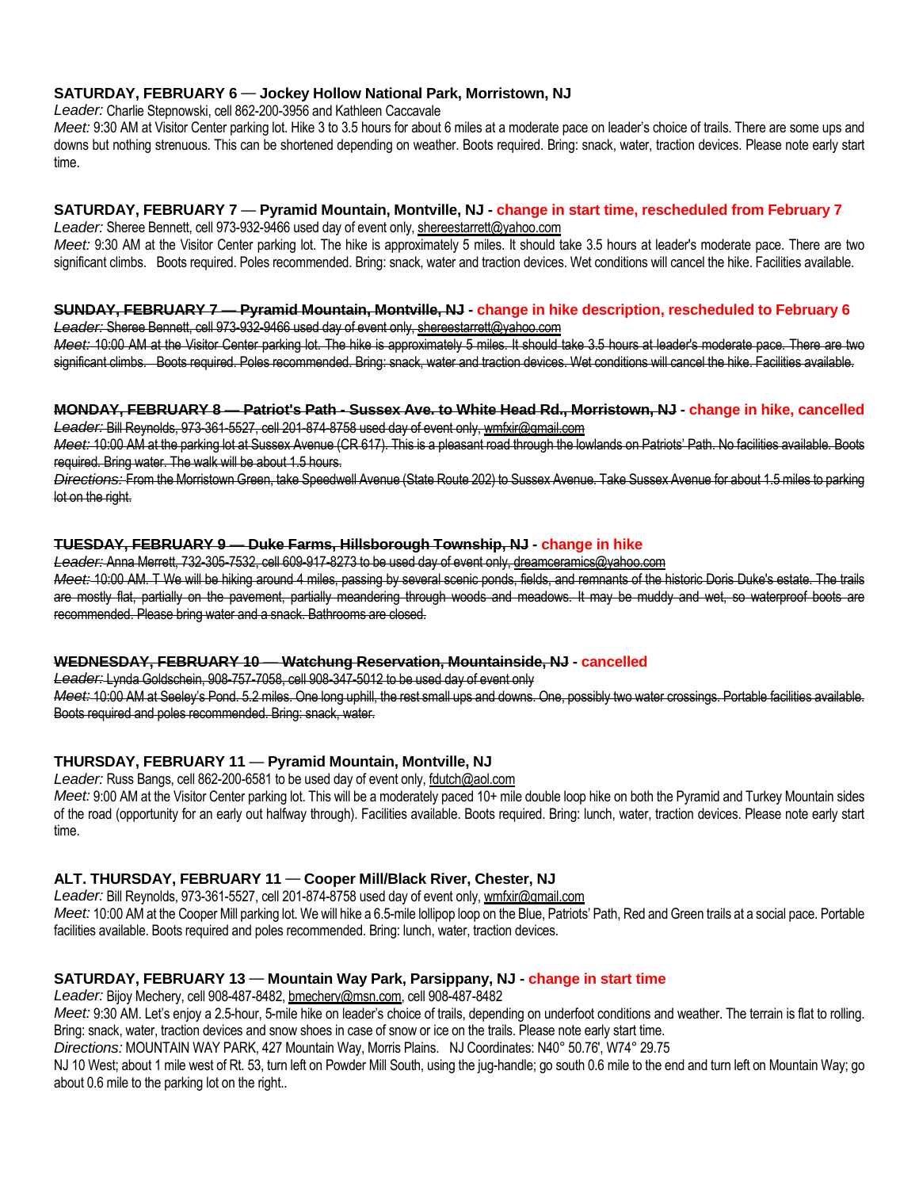**SATURDAY, FEBRUARY 6 — Jockey Hollow National Park, Morristown, NJ**

*Leader:* Charlie Stepnowski, cell 862-200-3956 and Kathleen Caccavale

*Meet:* 9:30 AM at Visitor Center parking lot. Hike 3 to 3.5 hours for about 6 miles at a moderate pace on leader's choice of trails. There are some ups and downs but nothing strenuous. This can be shortened depending on weather. Boots required. Bring: snack, water, traction devices. Please note early start time.

**SATURDAY, FEBRUARY 7 — Pyramid Mountain, Montville, NJ - change in start time, rescheduled from February 7**

*Leader:* Sheree Bennett, cell 973-932-9466 used day of event only, shereestarrett@yahoo.com

*Meet:* 9:30 AM at the Visitor Center parking lot. The hike is approximately 5 miles. It should take 3.5 hours at leader's moderate pace. There are two significant climbs. Boots required. Poles recommended. Bring: snack, water and traction devices. Wet conditions will cancel the hike. Facilities available.

~~**SUNDAY, FEBRUARY 7 — Pyramid Mountain, Montville, NJ**~~ **- change in hike description, rescheduled to February 6**

~~*Leader:* Sheree Bennett, cell 973-932-9466 used day of event only, shereestarrett@yahoo.com~~

~~*Meet:* 10:00 AM at the Visitor Center parking lot. The hike is approximately 5 miles. It should take 3.5 hours at leader's moderate pace. There are two significant climbs. Boots required. Poles recommended. Bring: snack, water and traction devices. Wet conditions will cancel the hike. Facilities available.~~

~~**MONDAY, FEBRUARY 8 — Patriot's Path - Sussex Ave. to White Head Rd., Morristown, NJ**~~ **- change in hike, cancelled**

~~*Leader:* Bill Reynolds, 973-361-5527, cell 201-874-8758 used day of event only, wmfxir@gmail.com~~

~~*Meet:* 10:00 AM at the parking lot at Sussex Avenue (CR 617). This is a pleasant road through the lowlands on Patriots' Path. No facilities available. Boots required. Bring water. The walk will be about 1.5 hours.~~

~~*Directions:* From the Morristown Green, take Speedwell Avenue (State Route 202) to Sussex Avenue. Take Sussex Avenue for about 1.5 miles to parking lot on the right.~~

~~**TUESDAY, FEBRUARY 9 — Duke Farms, Hillsborough Township, NJ**~~ **- change in hike**

~~*Leader:* Anna Merrett, 732-305-7532, cell 609-917-8273 to be used day of event only, dreamceramics@yahoo.com~~

~~*Meet:* 10:00 AM. T We will be hiking around 4 miles, passing by several scenic ponds, fields, and remnants of the historic Doris Duke's estate. The trails are mostly flat, partially on the pavement, partially meandering through woods and meadows. It may be muddy and wet, so waterproof boots are recommended. Please bring water and a snack. Bathrooms are closed.~~

~~**WEDNESDAY, FEBRUARY 10 — Watchung Reservation, Mountainside, NJ**~~ **- cancelled**

~~*Leader:* Lynda Goldschein, 908-757-7058, cell 908-347-5012 to be used day of event only~~

~~*Meet:* 10:00 AM at Seeley's Pond. 5.2 miles. One long uphill, the rest small ups and downs. One, possibly two water crossings. Portable facilities available. Boots required and poles recommended. Bring: snack, water.~~

**THURSDAY, FEBRUARY 11 — Pyramid Mountain, Montville, NJ**

*Leader:* Russ Bangs, cell 862-200-6581 to be used day of event only, fdutch@aol.com

*Meet:* 9:00 AM at the Visitor Center parking lot. This will be a moderately paced 10+ mile double loop hike on both the Pyramid and Turkey Mountain sides of the road (opportunity for an early out halfway through). Facilities available. Boots required. Bring: lunch, water, traction devices. Please note early start time.

**ALT. THURSDAY, FEBRUARY 11 — Cooper Mill/Black River, Chester, NJ**

*Leader:* Bill Reynolds, 973-361-5527, cell 201-874-8758 used day of event only, wmfxir@gmail.com

*Meet:* 10:00 AM at the Cooper Mill parking lot. We will hike a 6.5-mile lollipop loop on the Blue, Patriots' Path, Red and Green trails at a social pace. Portable facilities available. Boots required and poles recommended. Bring: lunch, water, traction devices.

**SATURDAY, FEBRUARY 13 — Mountain Way Park, Parsippany, NJ - change in start time**

*Leader:* Bijoy Mechery, cell 908-487-8482, bmechery@msn.com, cell 908-487-8482

*Meet:* 9:30 AM. Let's enjoy a 2.5-hour, 5-mile hike on leader's choice of trails, depending on underfoot conditions and weather. The terrain is flat to rolling. Bring: snack, water, traction devices and snow shoes in case of snow or ice on the trails. Please note early start time.

*Directions:* MOUNTAIN WAY PARK, 427 Mountain Way, Morris Plains. NJ Coordinates: N40° 50.76', W74° 29.75

NJ 10 West; about 1 mile west of Rt. 53, turn left on Powder Mill South, using the jug-handle; go south 0.6 mile to the end and turn left on Mountain Way; go about 0.6 mile to the parking lot on the right..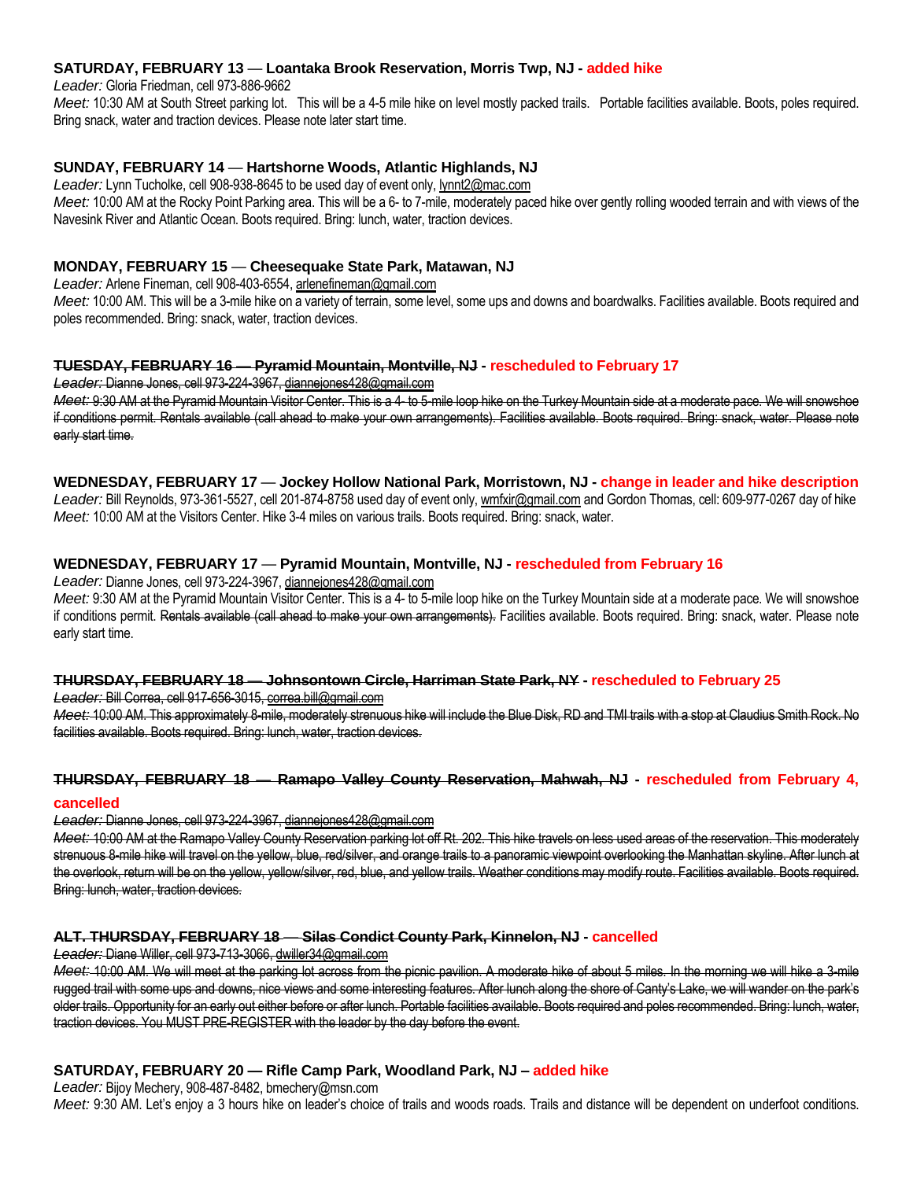**SATURDAY, FEBRUARY 13** — **Loantaka Brook Reservation, Morris Twp, NJ - added hike**

*Leader:* Gloria Friedman, cell 973-886-9662

*Meet:* 10:30 AM at South Street parking lot. This will be a 4-5 mile hike on level mostly packed trails. Portable facilities available. Boots, poles required. Bring snack, water and traction devices. Please note later start time.

**SUNDAY, FEBRUARY 14** — **Hartshorne Woods, Atlantic Highlands, NJ**

*Leader:* Lynn Tucholke, cell 908-938-8645 to be used day of event only, lynnt2@mac.com

*Meet:* 10:00 AM at the Rocky Point Parking area. This will be a 6- to 7-mile, moderately paced hike over gently rolling wooded terrain and with views of the Navesink River and Atlantic Ocean. Boots required. Bring: lunch, water, traction devices.

**MONDAY, FEBRUARY 15** — **Cheesequake State Park, Matawan, NJ**

*Leader:* Arlene Fineman, cell 908-403-6554, arlenefineman@gmail.com

*Meet:* 10:00 AM. This will be a 3-mile hike on a variety of terrain, some level, some ups and downs and boardwalks. Facilities available. Boots required and poles recommended. Bring: snack, water, traction devices.

~~**TUESDAY, FEBRUARY 16 — Pyramid Mountain, Montville, NJ**~~ **- rescheduled to February 17**

~~*Leader:* Dianne Jones, cell 973-224-3967, diannejones428@gmail.com~~

~~*Meet:* 9:30 AM at the Pyramid Mountain Visitor Center. This is a 4- to 5-mile loop hike on the Turkey Mountain side at a moderate pace. We will snowshoe if conditions permit. Rentals available (call ahead to make your own arrangements). Facilities available. Boots required. Bring: snack, water. Please note early start time.~~

**WEDNESDAY, FEBRUARY 17** — **Jockey Hollow National Park, Morristown, NJ - change in leader and hike description**

*Leader:* Bill Reynolds, 973-361-5527, cell 201-874-8758 used day of event only, wmfxir@gmail.com and Gordon Thomas, cell: 609-977-0267 day of hike

*Meet:* 10:00 AM at the Visitors Center. Hike 3-4 miles on various trails. Boots required. Bring: snack, water.

**WEDNESDAY, FEBRUARY 17** — **Pyramid Mountain, Montville, NJ - rescheduled from February 16**

*Leader:* Dianne Jones, cell 973-224-3967, diannejones428@gmail.com

*Meet:* 9:30 AM at the Pyramid Mountain Visitor Center. This is a 4- to 5-mile loop hike on the Turkey Mountain side at a moderate pace. We will snowshoe if conditions permit. ~~Rentals available (call ahead to make your own arrangements).~~ Facilities available. Boots required. Bring: snack, water. Please note early start time.

~~**THURSDAY, FEBRUARY 18 — Johnsontown Circle, Harriman State Park, NY**~~ **- rescheduled to February 25**

~~*Leader:* Bill Correa, cell 917-656-3015, correa.bill@gmail.com~~

~~*Meet:* 10:00 AM. This approximately 8-mile, moderately strenuous hike will include the Blue Disk, RD and TMI trails with a stop at Claudius Smith Rock. No facilities available. Boots required. Bring: lunch, water, traction devices.~~

~~**THURSDAY, FEBRUARY 18 — Ramapo Valley County Reservation, Mahwah, NJ**~~ **- rescheduled from February 4, cancelled**

~~*Leader:* Dianne Jones, cell 973-224-3967, diannejones428@gmail.com~~

~~*Meet:* 10:00 AM at the Ramapo Valley County Reservation parking lot off Rt. 202. This hike travels on less used areas of the reservation. This moderately strenuous 8-mile hike will travel on the yellow, blue, red/silver, and orange trails to a panoramic viewpoint overlooking the Manhattan skyline. After lunch at the overlook, return will be on the yellow, yellow/silver, red, blue, and yellow trails. Weather conditions may modify route. Facilities available. Boots required. Bring: lunch, water, traction devices.~~

~~**ALT. THURSDAY, FEBRUARY 18 — Silas Condict County Park, Kinnelon, NJ**~~ **- cancelled**

~~*Leader:* Diane Willer, cell 973-713-3066, dwiller34@gmail.com~~

~~*Meet:* 10:00 AM. We will meet at the parking lot across from the picnic pavilion. A moderate hike of about 5 miles. In the morning we will hike a 3-mile rugged trail with some ups and downs, nice views and some interesting features. After lunch along the shore of Canty's Lake, we will wander on the park's older trails. Opportunity for an early out either before or after lunch. Portable facilities available. Boots required and poles recommended. Bring: lunch, water, traction devices. You MUST PRE-REGISTER with the leader by the day before the event.~~

**SATURDAY, FEBRUARY 20 — Rifle Camp Park, Woodland Park, NJ – added hike**

*Leader:* Bijoy Mechery, 908-487-8482, bmechery@msn.com

*Meet:* 9:30 AM. Let's enjoy a 3 hours hike on leader's choice of trails and woods roads. Trails and distance will be dependent on underfoot conditions.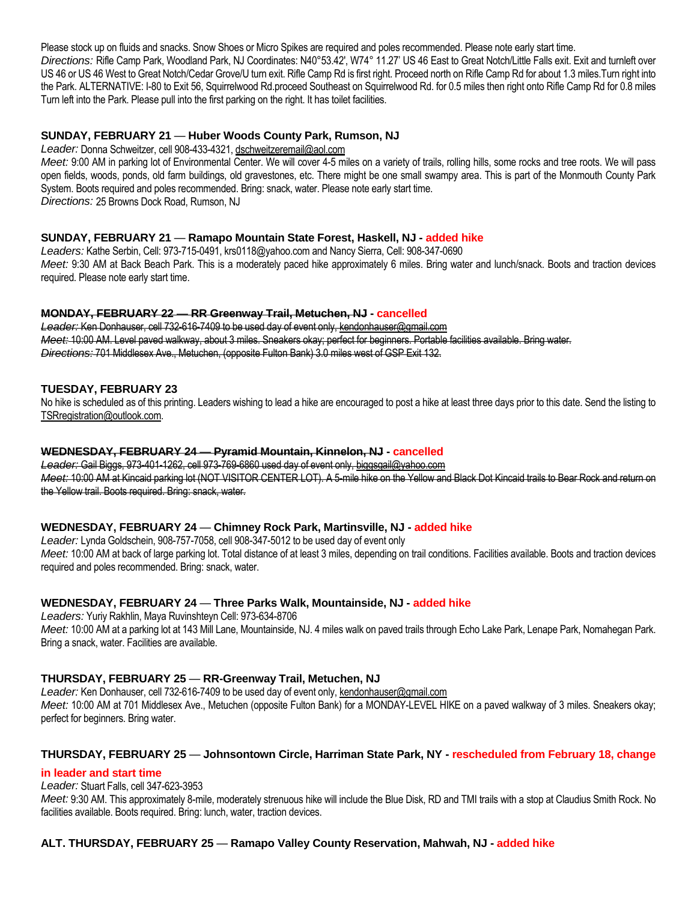Please stock up on fluids and snacks. Snow Shoes or Micro Spikes are required and poles recommended. Please note early start time.
*Directions:* Rifle Camp Park, Woodland Park, NJ Coordinates: N40°53.42', W74° 11.27' US 46 East to Great Notch/Little Falls exit. Exit and turnleft over US 46 or US 46 West to Great Notch/Cedar Grove/U turn exit. Rifle Camp Rd is first right. Proceed north on Rifle Camp Rd for about 1.3 miles.Turn right into the Park. ALTERNATIVE: I-80 to Exit 56, Squirrelwood Rd.proceed Southeast on Squirrelwood Rd. for 0.5 miles then right onto Rifle Camp Rd for 0.8 miles Turn left into the Park. Please pull into the first parking on the right. It has toilet facilities.

### SUNDAY, FEBRUARY 21 — Huber Woods County Park, Rumson, NJ

*Leader:* Donna Schweitzer, cell 908-433-4321, dschweitzeremail@aol.com
*Meet:* 9:00 AM in parking lot of Environmental Center. We will cover 4-5 miles on a variety of trails, rolling hills, some rocks and tree roots. We will pass open fields, woods, ponds, old farm buildings, old gravestones, etc. There might be one small swampy area. This is part of the Monmouth County Park System. Boots required and poles recommended. Bring: snack, water. Please note early start time.
*Directions:* 25 Browns Dock Road, Rumson, NJ

### SUNDAY, FEBRUARY 21 — Ramapo Mountain State Forest, Haskell, NJ - added hike

*Leaders:* Kathe Serbin, Cell: 973-715-0491, krs0118@yahoo.com and Nancy Sierra, Cell: 908-347-0690
*Meet:* 9:30 AM at Back Beach Park. This is a moderately paced hike approximately 6 miles. Bring water and lunch/snack. Boots and traction devices required. Please note early start time.

### ~~MONDAY, FEBRUARY 22 — RR Greenway Trail, Metuchen, NJ~~ - cancelled

~~*Leader:* Ken Donhauser, cell 732-616-7409 to be used day of event only, kendonhauser@gmail.com~~
~~*Meet:* 10:00 AM. Level paved walkway, about 3 miles. Sneakers okay; perfect for beginners. Portable facilities available. Bring water.~~
~~*Directions:* 701 Middlesex Ave., Metuchen, (opposite Fulton Bank) 3.0 miles west of GSP Exit 132.~~

### TUESDAY, FEBRUARY 23

No hike is scheduled as of this printing. Leaders wishing to lead a hike are encouraged to post a hike at least three days prior to this date. Send the listing to TSRregistration@outlook.com.

### ~~WEDNESDAY, FEBRUARY 24 — Pyramid Mountain, Kinnelon, NJ~~ - cancelled

~~*Leader:* Gail Biggs, 973-401-1262, cell 973-769-6860 used day of event only, biggsgail@yahoo.com~~
~~*Meet:* 10:00 AM at Kincaid parking lot (NOT VISITOR CENTER LOT). A 5-mile hike on the Yellow and Black Dot Kincaid trails to Bear Rock and return on the Yellow trail. Boots required. Bring: snack, water.~~

### WEDNESDAY, FEBRUARY 24 — Chimney Rock Park, Martinsville, NJ - added hike

*Leader:* Lynda Goldschein, 908-757-7058, cell 908-347-5012 to be used day of event only
*Meet:* 10:00 AM at back of large parking lot. Total distance of at least 3 miles, depending on trail conditions. Facilities available. Boots and traction devices required and poles recommended. Bring: snack, water.

### WEDNESDAY, FEBRUARY 24 — Three Parks Walk, Mountainside, NJ - added hike

*Leaders:* Yuriy Rakhlin, Maya Ruvinshteyn Cell: 973-634-8706
*Meet:* 10:00 AM at a parking lot at 143 Mill Lane, Mountainside, NJ. 4 miles walk on paved trails through Echo Lake Park, Lenape Park, Nomahegan Park. Bring a snack, water. Facilities are available.

### THURSDAY, FEBRUARY 25 — RR-Greenway Trail, Metuchen, NJ

*Leader:* Ken Donhauser, cell 732-616-7409 to be used day of event only, kendonhauser@gmail.com
*Meet:* 10:00 AM at 701 Middlesex Ave., Metuchen (opposite Fulton Bank) for a MONDAY-LEVEL HIKE on a paved walkway of 3 miles. Sneakers okay; perfect for beginners. Bring water.

### THURSDAY, FEBRUARY 25 — Johnsontown Circle, Harriman State Park, NY - rescheduled from February 18, change in leader and start time

*Leader:* Stuart Falls, cell 347-623-3953
*Meet:* 9:30 AM. This approximately 8-mile, moderately strenuous hike will include the Blue Disk, RD and TMI trails with a stop at Claudius Smith Rock. No facilities available. Boots required. Bring: lunch, water, traction devices.

### ALT. THURSDAY, FEBRUARY 25 — Ramapo Valley County Reservation, Mahwah, NJ - added hike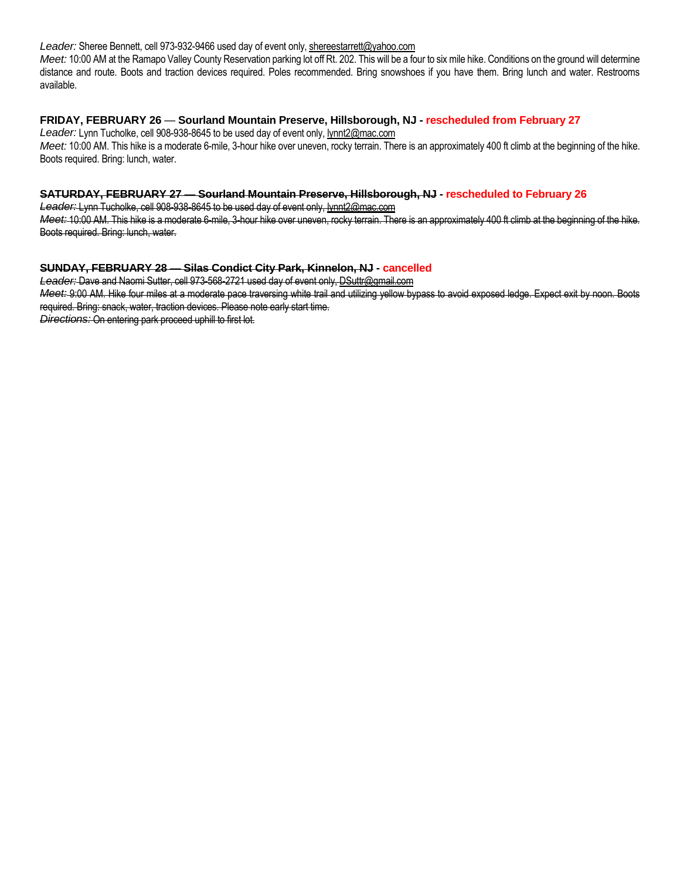*Leader:* Sheree Bennett, cell 973-932-9466 used day of event only, shereestarrett@yahoo.com

*Meet:* 10:00 AM at the Ramapo Valley County Reservation parking lot off Rt. 202. This will be a four to six mile hike. Conditions on the ground will determine distance and route. Boots and traction devices required. Poles recommended. Bring snowshoes if you have them. Bring lunch and water. Restrooms available.

**FRIDAY, FEBRUARY 26 — Sourland Mountain Preserve, Hillsborough, NJ - rescheduled from February 27**

*Leader:* Lynn Tucholke, cell 908-938-8645 to be used day of event only, lynnt2@mac.com

*Meet:* 10:00 AM. This hike is a moderate 6-mile, 3-hour hike over uneven, rocky terrain. There is an approximately 400 ft climb at the beginning of the hike. Boots required. Bring: lunch, water.

**~~SATURDAY, FEBRUARY 27 — Sourland Mountain Preserve, Hillsborough, NJ~~ - rescheduled to February 26**

~~*Leader:* Lynn Tucholke, cell 908-938-8645 to be used day of event only, lynnt2@mac.com~~

~~*Meet:* 10:00 AM. This hike is a moderate 6-mile, 3-hour hike over uneven, rocky terrain. There is an approximately 400 ft climb at the beginning of the hike. Boots required. Bring: lunch, water.~~

**~~SUNDAY, FEBRUARY 28 — Silas Condict City Park, Kinnelon, NJ~~ - cancelled**

~~*Leader:* Dave and Naomi Sutter, cell 973-568-2721 used day of event only, DSuttr@gmail.com~~

~~*Meet:* 9:00 AM. Hike four miles at a moderate pace traversing white trail and utilizing yellow bypass to avoid exposed ledge. Expect exit by noon. Boots required. Bring: snack, water, traction devices. Please note early start time.~~

~~*Directions:* On entering park proceed uphill to first lot.~~